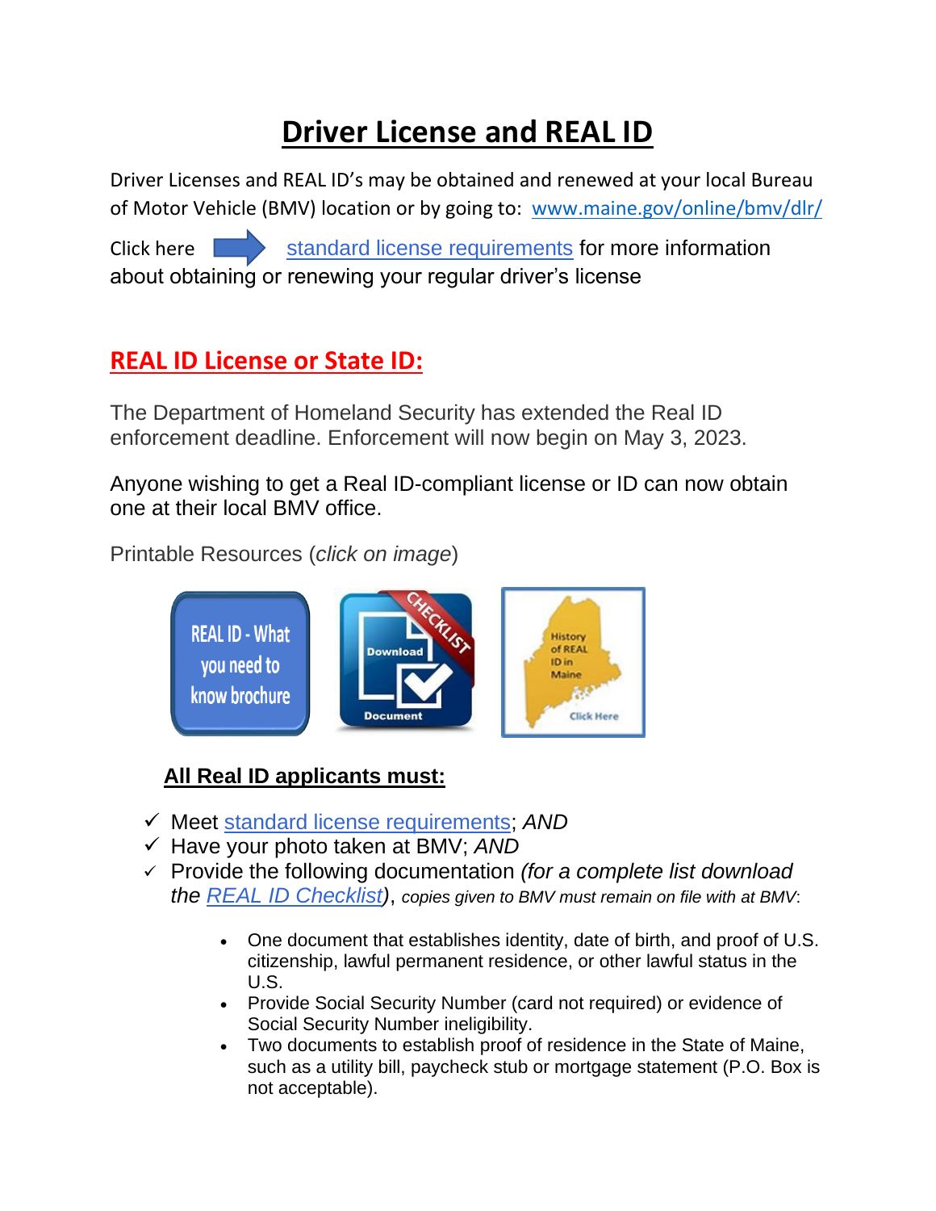# Driver License and REAL ID

Driver Licenses and REAL ID's may be obtained and renewed at your local Bureau of Motor Vehicle (BMV) location or by going to: www.maine.gov/online/bmv/dlr/

Click here standard license requirements for more information about obtaining or renewing your regular driver's license

## REAL ID License or State ID:

The Department of Homeland Security has extended the Real ID enforcement deadline. Enforcement will now begin on May 3, 2023.

Anyone wishing to get a Real ID-compliant license or ID can now obtain one at their local BMV office.

Printable Resources (*click on image*)

REAL ID - What you need to know brochure

Download Document — CHECKLIST

History of REAL ID in Maine — Click Here

### All Real ID applicants must:

- ✓ Meet standard license requirements; *AND*
- ✓ Have your photo taken at BMV; *AND*
- ✓ Provide the following documentation *(for a complete list download the REAL ID Checklist)*, *copies given to BMV must remain on file with at BMV*:
  - One document that establishes identity, date of birth, and proof of U.S. citizenship, lawful permanent residence, or other lawful status in the U.S.
  - Provide Social Security Number (card not required) or evidence of Social Security Number ineligibility.
  - Two documents to establish proof of residence in the State of Maine, such as a utility bill, paycheck stub or mortgage statement (P.O. Box is not acceptable).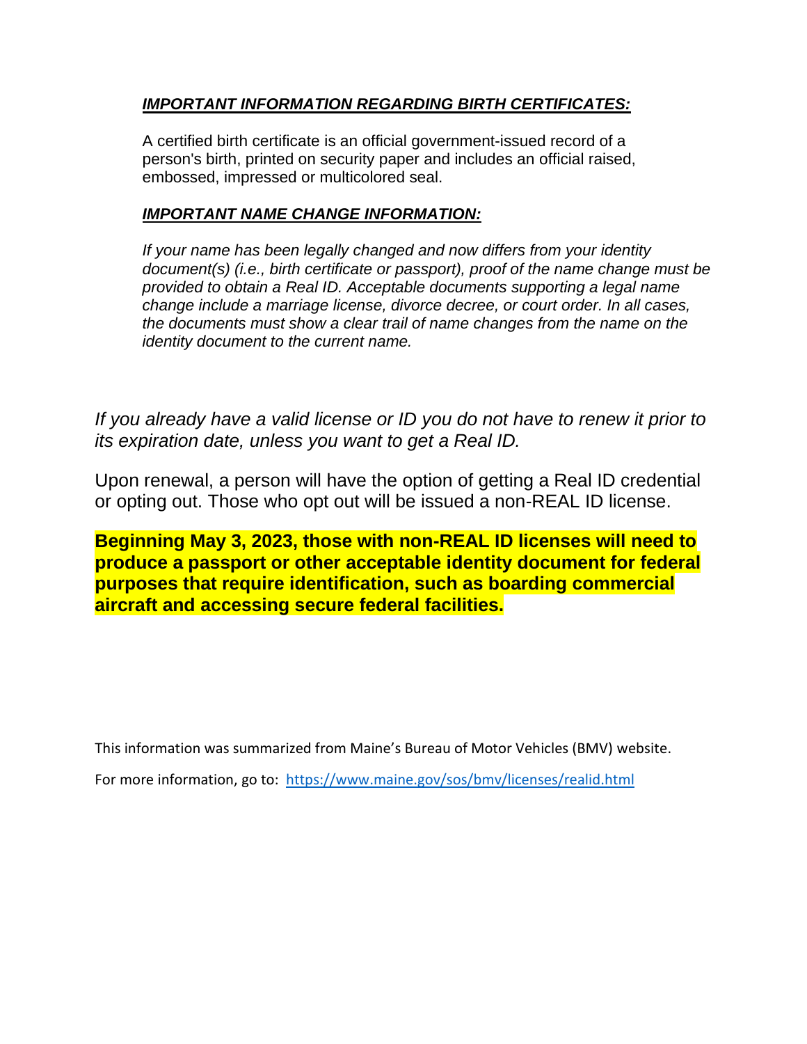***IMPORTANT INFORMATION REGARDING BIRTH CERTIFICATES:***

A certified birth certificate is an official government-issued record of a person's birth, printed on security paper and includes an official raised, embossed, impressed or multicolored seal.

***IMPORTANT NAME CHANGE INFORMATION:***

*If your name has been legally changed and now differs from your identity document(s) (i.e., birth certificate or passport), proof of the name change must be provided to obtain a Real ID. Acceptable documents supporting a legal name change include a marriage license, divorce decree, or court order. In all cases, the documents must show a clear trail of name changes from the name on the identity document to the current name.*

*If you already have a valid license or ID you do not have to renew it prior to its expiration date, unless you want to get a Real ID.*

Upon renewal, a person will have the option of getting a Real ID credential or opting out. Those who opt out will be issued a non-REAL ID license.

**Beginning May 3, 2023, those with non-REAL ID licenses will need to produce a passport or other acceptable identity document for federal purposes that require identification, such as boarding commercial aircraft and accessing secure federal facilities.**

This information was summarized from Maine's Bureau of Motor Vehicles (BMV) website.

For more information, go to: https://www.maine.gov/sos/bmv/licenses/realid.html